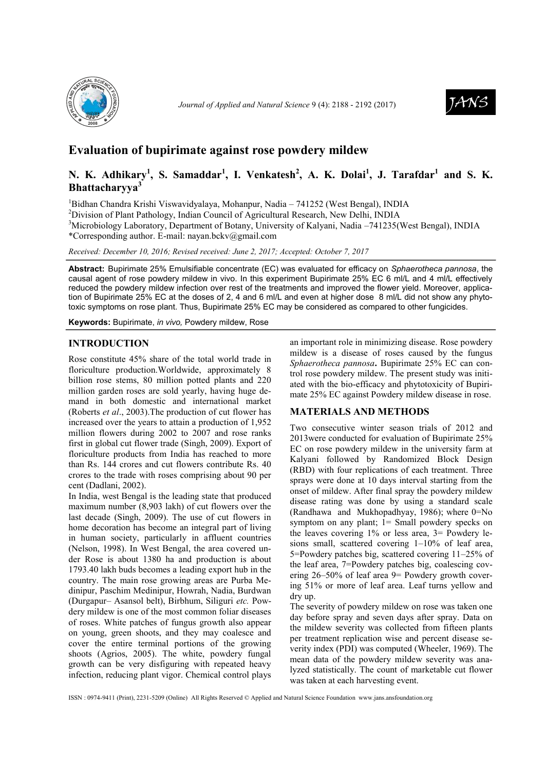# Evaluation of bupirimate against rose powdery mildew

**N. K. Adhikary[1], S. Samaddar[1], I. Venkatesh[2], A. K. Dolai[1], J. Tarafdar[1] and S. K. Bhattacharyya[3]**

[1]Bidhan Chandra Krishi Viswavidyalaya, Mohanpur, Nadia – 741252 (West Bengal), INDIA
[2]Division of Plant Pathology, Indian Council of Agricultural Research, New Delhi, INDIA
[3]Microbiology Laboratory, Department of Botany, University of Kalyani, Nadia –741235(West Bengal), INDIA
*Corresponding author. E-mail: nayan.bckv@gmail.com

*Received: December 10, 2016; Revised received: June 2, 2017; Accepted: October 7, 2017*

**Abstract:** Bupirimate 25% Emulsifiable concentrate (EC) was evaluated for efficacy on *Sphaerotheca pannosa*, the causal agent of rose powdery mildew in vivo. In this experiment Bupirimate 25% EC 6 ml/L and 4 ml/L effectively reduced the powdery mildew infection over rest of the treatments and improved the flower yield. Moreover, application of Bupirimate 25% EC at the doses of 2, 4 and 6 ml/L and even at higher dose 8 ml/L did not show any phytotoxic symptoms on rose plant. Thus, Bupirimate 25% EC may be considered as compared to other fungicides.

**Keywords:** Bupirimate, *in vivo,* Powdery mildew, Rose

## INTRODUCTION

Rose constitute 45% share of the total world trade in floriculture production.Worldwide, approximately 8 billion rose stems, 80 million potted plants and 220 million garden roses are sold yearly, having huge demand in both domestic and international market (Roberts *et al*., 2003).The production of cut flower has increased over the years to attain a production of 1,952 million flowers during 2002 to 2007 and rose ranks first in global cut flower trade (Singh, 2009). Export of floriculture products from India has reached to more than Rs. 144 crores and cut flowers contribute Rs. 40 crores to the trade with roses comprising about 90 per cent (Dadlani, 2002).

In India, west Bengal is the leading state that produced maximum number (8,903 lakh) of cut flowers over the last decade (Singh, 2009). The use of cut flowers in home decoration has become an integral part of living in human society, particularly in affluent countries (Nelson, 1998). In West Bengal, the area covered under Rose is about 1380 ha and production is about 1793.40 lakh buds becomes a leading export hub in the country. The main rose growing areas are Purba Medinipur, Paschim Medinipur, Howrah, Nadia, Burdwan (Durgapur– Asansol belt), Birbhum, Siliguri *etc.* Powdery mildew is one of the most common foliar diseases of roses. White patches of fungus growth also appear on young, green shoots, and they may coalesce and cover the entire terminal portions of the growing shoots (Agrios, 2005). The white, powdery fungal growth can be very disfiguring with repeated heavy infection, reducing plant vigor. Chemical control plays an important role in minimizing disease. Rose powdery mildew is a disease of roses caused by the fungus *Sphaerotheca pannosa***.** Bupirimate 25% EC can control rose powdery mildew. The present study was initiated with the bio-efficacy and phytotoxicity of Bupirimate 25% EC against Powdery mildew disease in rose.

## MATERIALS AND METHODS

Two consecutive winter season trials of 2012 and 2013were conducted for evaluation of Bupirimate 25% EC on rose powdery mildew in the university farm at Kalyani followed by Randomized Block Design (RBD) with four replications of each treatment. Three sprays were done at 10 days interval starting from the onset of mildew. After final spray the powdery mildew disease rating was done by using a standard scale (Randhawa and Mukhopadhyay, 1986); where 0=No symptom on any plant; 1= Small powdery specks on the leaves covering 1% or less area, 3= Powdery lesions small, scattered covering 1–10% of leaf area, 5=Powdery patches big, scattered covering 11–25% of the leaf area, 7=Powdery patches big, coalescing covering 26–50% of leaf area 9= Powdery growth covering 51% or more of leaf area. Leaf turns yellow and dry up.

The severity of powdery mildew on rose was taken one day before spray and seven days after spray. Data on the mildew severity was collected from fifteen plants per treatment replication wise and percent disease severity index (PDI) was computed (Wheeler, 1969). The mean data of the powdery mildew severity was analyzed statistically. The count of marketable cut flower was taken at each harvesting event.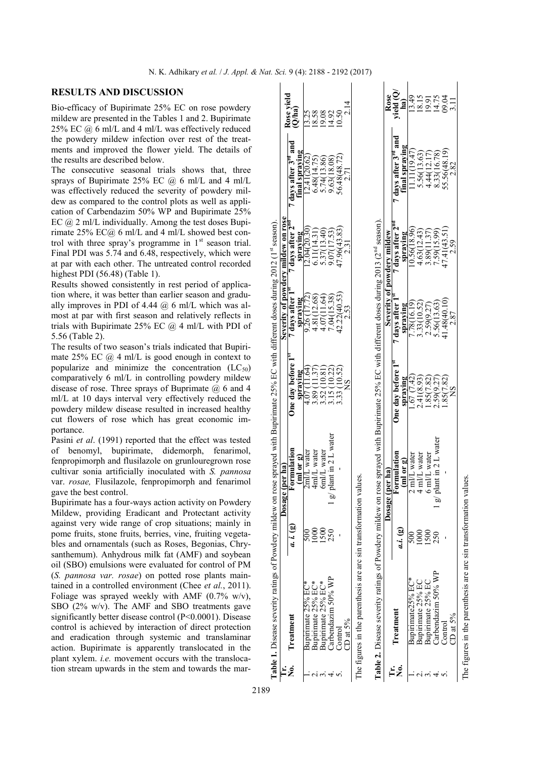## RESULTS AND DISCUSSION

Bio-efficacy of Bupirimate 25% EC on rose powdery mildew are presented in the Tables 1 and 2. Bupirimate 25% EC @ 6 ml/L and 4 ml/L was effectively reduced the powdery mildew infection over rest of the treatments and improved the flower yield. The details of the results are described below.

The consecutive seasonal trials shows that, three sprays of Bupirimate 25% EC @ 6 ml/L and 4 ml/L was effectively reduced the severity of powdery mildew as compared to the control plots as well as application of Carbendazim 50% WP and Bupirimate 25% EC @ 2 ml/L individually. Among the test doses Bupirimate 25% EC@ 6 ml/L and 4 ml/L showed best control with three spray's programme in 1[st] season trial. Final PDI was 5.74 and 6.48, respectively, which were at par with each other. The untreated control recorded highest PDI (56.48) (Table 1).

Results showed consistently in rest period of application where, it was better than earlier season and gradually improves in PDI of 4.44 @ 6 ml/L which was almost at par with first season and relatively reflects in trials with Bupirimate 25% EC @ 4 ml/L with PDI of 5.56 (Table 2).

The results of two season's trials indicated that Bupirimate 25% EC @ 4 ml/L is good enough in context to popularize and minimize the concentration ($LC_{50}$) comparatively 6 ml/L in controlling powdery mildew disease of rose. Three sprays of Buprimate @ 6 and 4 ml/L at 10 days interval very effectively reduced the powdery mildew disease resulted in increased healthy cut flowers of rose which has great economic importance.

Pasini *et al*. (1991) reported that the effect was tested of benomyl, bupirimate, didemorph, fenarimol, fenpropimorph and flusilazole on grunlouregrown rose cultivar sonia artificially inoculated with *S. pannosa* var. *rosae,* Flusilazole, fenpropimorph and fenarimol gave the best control.

Bupirimate has a four-ways action activity on Powdery Mildew, providing Eradicant and Protectant activity against very wide range of crop situations; mainly in pome fruits, stone fruits, berries, vine, fruiting vegetables and ornamentals (such as Roses, Begonias, Chrysanthemum). Anhydrous milk fat (AMF) and soybean oil (SBO) emulsions were evaluated for control of PM (*S. pannosa var. rosae*) on potted rose plants maintained in a controlled environment (Chee *et al.*, 2011). Foliage was sprayed weekly with AMF (0.7% w/v), SBO (2% w/v). The AMF and SBO treatments gave significantly better disease control (P<0.0001). Disease control is achieved by interaction of direct protection and eradication through systemic and translaminar action. Bupirimate is apparently translocated in the plant xylem. *i.e.* movement occurs with the translocation stream upwards in the stem and towards the mar-

**Table 1.** Disease severity ratings of Powdery mildew on rose sprayed with Bupirimate 25% EC with different doses during 2012 (1[st] season).

| Tr. No. | Treatment | Dosage (per ha) | | Severity of powdery mildew on rose | | | | Rose yield (Q/ha) |
|---|---|---|---|---|---|---|---|---|
| | | a. i. (g) | Formulation (ml or g) | One day before 1[st] spraying | 7 days after 1[st] spraying | 7 days after 2[nd] spraying | 7 days after 3[rd] and final spraying | |
| 1. | Bupirimate 25% EC* | 500 | 2ml/L water | 4.07 (11.64) | 9.26 (17.72) | 12.04(20.30) | 12.41(20.62) | 13.25 |
| 2. | Bupirimate 25% EC* | 1000 | 4ml/L water | 3.89 (11.37) | 4.81(12.68) | 6.11(14.31) | 6.48(14.75) | 18.58 |
| 3. | Bupirimate 25% EC* | 1500 | 6ml/L water | 3.52 (10.81) | 4.07(11.64) | 5.37(13.40) | 5.74(13.86) | 19.08 |
| 4. | Carbendazim 50% WP | 250 | 1 g/ plant in 2 L water | 3.15 (10.22) | 7.04(15.38) | 9.07(17.53) | 9.63(18.08) | 14.92 |
| 5. | Control | - | - | 3.33 (10.52) | 42.22(40.53) | 47.96(43.83) | 56.48(48.72) | 10.50 |
| | CD at 5% | | | NS | 2.53 | 2.31 | 2.71 | 2.14 |

The figures in the parenthesis are arc sin transformation values.

**Table 2.** Disease severity ratings of Powdery mildew on rose sprayed with Bupirimate 25% EC with different doses during 2013 (2[nd] season).

| Tr. No. | Treatment | Dosage (per ha) | | Severity of powdery mildew | | | | Rose yield (Q/ha) |
|---|---|---|---|---|---|---|---|---|
| | | a.i. (g) | Formulation (ml or g) | One day before 1[st] spraying | 7 days after 1[st] spraying | 7 days after 2[nd] spraying | 7 days after 3[rd] and final spraying | |
| 1. | Bupirimate25% EC* | 500 | 2 ml/L water | 1.67 (7.42) | 7.78(16.19) | 10.56(18.96) | 11.11(19.47) | 13.49 |
| 2. | Bupirimate 25% EC | 1000 | 4 ml/L water | 2.41(8.93) | 3.33(10.52) | 4.63(12.43) | 5.56(13.63) | 18.15 |
| 3. | Bupirimate 25% EC | 1500 | 6 ml/L water | 1.85(7.82) | 2.59(9.27) | 3.89(11.37) | 4.44(12.17) | 19.91 |
| 4. | Carbendazim 50% WP | 250 | 1 g/ plant in 2 L water | 2.59(9.27) | 5.56(13.63) | 7.59(15.99) | 8.33(16.78) | 14.75 |
| 5. | Control | - | - | 1.85(7.82) | 41.48(40.10) | 47.41(43.51) | 55.56(48.19) | 09.04 |
| | CD at 5% | | | NS | 2.87 | 2.59 | 2.82 | 3.11 |

The figures in the parenthesis are arc sin transformation values.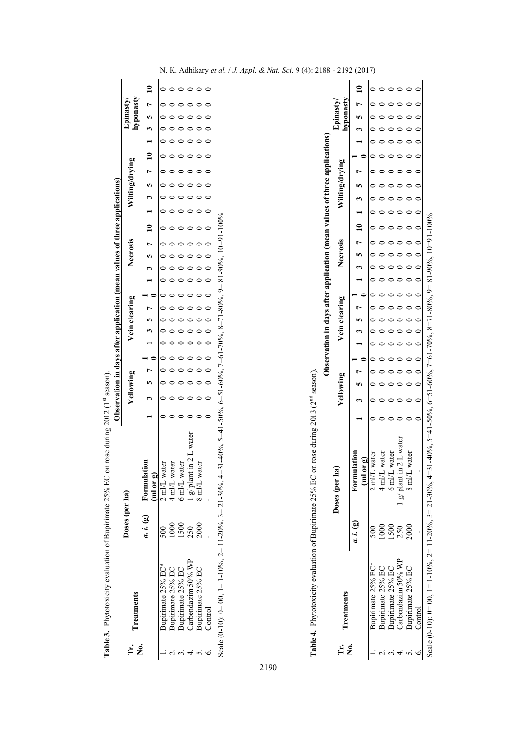**Table 3.** Phytotoxicity evaluation of Bupirimate 25% EC on rose during 2012 (1st season).

| Tr. No. | Treatments | Doses (per ha) | | Observation in days after application (mean values of three applications) | | | | | | | | | | | | | | | | | | | | | | | | | |
|---|---|---|---|---|---|---|---|---|---|---|---|---|---|---|---|---|---|---|---|---|---|---|---|---|---|---|---|---|---|
| | | | | Yellowing | | | | | Vein clearing | | | | | Necrosis | | | | | Wilting/drying | | | | | Epinasty/ hyponasty | | | | | |
| | | *a. i.* (g) | Formulation (ml or g) | 1 | 3 | 5 | 7 | 10 | 1 | 3 | 5 | 7 | 10 | 1 | 3 | 5 | 7 | 10 | 1 | 3 | 5 | 7 | 10 | 1 | 3 | 5 | 7 | 10 |
| 1. | Bupirimate 25% EC* | 500 | 2 ml/L water | 0 | 0 | 0 | 0 | 0 | 0 | 0 | 0 | 0 | 0 | 0 | 0 | 0 | 0 | 0 | 0 | 0 | 0 | 0 | 0 | 0 | 0 | 0 | 0 | 0 |
| 2. | Bupirimate 25% EC | 1000 | 4 ml/L water | 0 | 0 | 0 | 0 | 0 | 0 | 0 | 0 | 0 | 0 | 0 | 0 | 0 | 0 | 0 | 0 | 0 | 0 | 0 | 0 | 0 | 0 | 0 | 0 | 0 |
| 3. | Bupirimate 25% EC | 1500 | 6 ml/L water | 0 | 0 | 0 | 0 | 0 | 0 | 0 | 0 | 0 | 0 | 0 | 0 | 0 | 0 | 0 | 0 | 0 | 0 | 0 | 0 | 0 | 0 | 0 | 0 | 0 |
| 4. | Carbendazim 50% WP | 250 | 1 g/ plant in 2 L water | 0 | 0 | 0 | 0 | 0 | 0 | 0 | 0 | 0 | 0 | 0 | 0 | 0 | 0 | 0 | 0 | 0 | 0 | 0 | 0 | 0 | 0 | 0 | 0 | 0 |
| 5. | Bupirimate 25% EC | 2000 | 8 ml/L water | 0 | 0 | 0 | 0 | 0 | 0 | 0 | 0 | 0 | 0 | 0 | 0 | 0 | 0 | 0 | 0 | 0 | 0 | 0 | 0 | 0 | 0 | 0 | 0 | 0 |
| 6. | Control | - | - | 0 | 0 | 0 | 0 | 0 | 0 | 0 | 0 | 0 | 0 | 0 | 0 | 0 | 0 | 0 | 0 | 0 | 0 | 0 | 0 | 0 | 0 | 0 | 0 | 0 |

Scale (0-10): 0= 00, 1= 1-10%, 2= 11-20%, 3= 21-30%, 4=31-40%, 5=41-50%, 6=51-60%, 7=61-70%, 8=71-80%, 9= 81-90%, 10=91-100%

**Table 4.** Phytotoxicity evaluation of Bupirimate 25% EC on rose during 2013 (2nd season).

| Tr. No. | Treatments | Doses (per ha) | | Observation in days after application (mean values of three applications) | | | | | | | | | | | | | | | | | | | | | | | | | |
|---|---|---|---|---|---|---|---|---|---|---|---|---|---|---|---|---|---|---|---|---|---|---|---|---|---|---|---|---|---|
| | | | | Yellowing | | | | | Vein clearing | | | | | Necrosis | | | | | Wilting/drying | | | | | Epinasty/ hyponasty | | | | | |
| | | *a. i.* (g) | Formulation (ml or g) | 1 | 3 | 5 | 7 | 10 | 1 | 3 | 5 | 7 | 10 | 1 | 3 | 5 | 7 | 10 | 1 | 3 | 5 | 7 | 10 | 1 | 3 | 5 | 7 | 10 |
| 1. | Bupirimate 25% EC* | 500 | 2 ml/L water | 0 | 0 | 0 | 0 | 0 | 0 | 0 | 0 | 0 | 0 | 0 | 0 | 0 | 0 | 0 | 0 | 0 | 0 | 0 | 0 | 0 | 0 | 0 | 0 | 0 |
| 2. | Bupirimate 25% EC | 1000 | 4 ml/L water | 0 | 0 | 0 | 0 | 0 | 0 | 0 | 0 | 0 | 0 | 0 | 0 | 0 | 0 | 0 | 0 | 0 | 0 | 0 | 0 | 0 | 0 | 0 | 0 | 0 |
| 3. | Bupirimate 25% EC | 1500 | 6 ml/L water | 0 | 0 | 0 | 0 | 0 | 0 | 0 | 0 | 0 | 0 | 0 | 0 | 0 | 0 | 0 | 0 | 0 | 0 | 0 | 0 | 0 | 0 | 0 | 0 | 0 |
| 4. | Carbendazim 50% WP | 250 | 1 g/ plant in 2 L water | 0 | 0 | 0 | 0 | 0 | 0 | 0 | 0 | 0 | 0 | 0 | 0 | 0 | 0 | 0 | 0 | 0 | 0 | 0 | 0 | 0 | 0 | 0 | 0 | 0 |
| 5. | Bupirimate 25% EC | 2000 | 8 ml/L water | 0 | 0 | 0 | 0 | 0 | 0 | 0 | 0 | 0 | 0 | 0 | 0 | 0 | 0 | 0 | 0 | 0 | 0 | 0 | 0 | 0 | 0 | 0 | 0 | 0 |
| 6. | Control | - | - | 0 | 0 | 0 | 0 | 0 | 0 | 0 | 0 | 0 | 0 | 0 | 0 | 0 | 0 | 0 | 0 | 0 | 0 | 0 | 0 | 0 | 0 | 0 | 0 | 0 |

Scale (0-10): 0= 00, 1= 1-10%, 2= 11-20%, 3= 21-30%, 4=31-40%, 5=41-50%, 6=51-60%, 7=61-70%, 8=71-80%, 9= 81-90%, 10=91-100%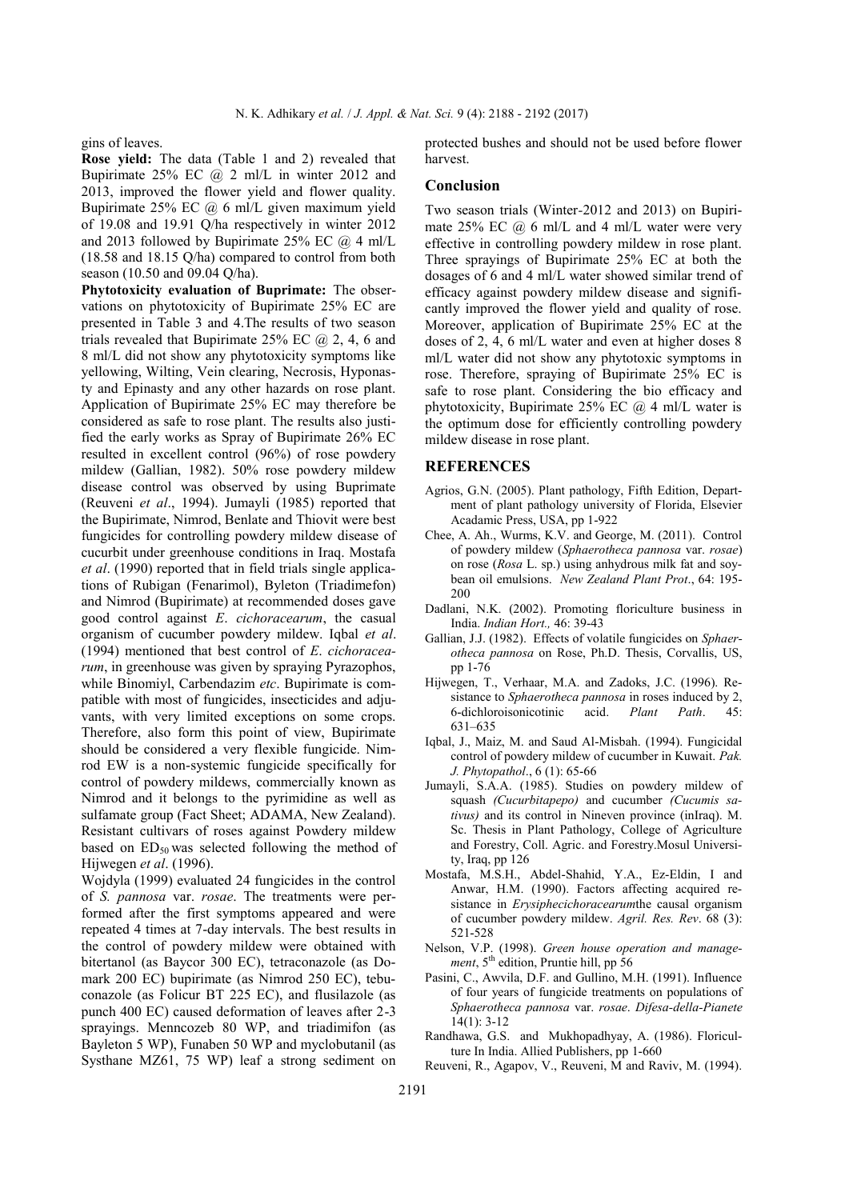gins of leaves.

**Rose yield:** The data (Table 1 and 2) revealed that Bupirimate 25% EC @ 2 ml/L in winter 2012 and 2013, improved the flower yield and flower quality. Bupirimate 25% EC @ 6 ml/L given maximum yield of 19.08 and 19.91 Q/ha respectively in winter 2012 and 2013 followed by Bupirimate 25% EC @ 4 ml/L (18.58 and 18.15 Q/ha) compared to control from both season (10.50 and 09.04 Q/ha).

**Phytotoxicity evaluation of Buprimate:** The observations on phytotoxicity of Bupirimate 25% EC are presented in Table 3 and 4.The results of two season trials revealed that Bupirimate 25% EC @ 2, 4, 6 and 8 ml/L did not show any phytotoxicity symptoms like yellowing, Wilting, Vein clearing, Necrosis, Hyponasty and Epinasty and any other hazards on rose plant. Application of Bupirimate 25% EC may therefore be considered as safe to rose plant. The results also justified the early works as Spray of Bupirimate 26% EC resulted in excellent control (96%) of rose powdery mildew (Gallian, 1982). 50% rose powdery mildew disease control was observed by using Buprimate (Reuveni *et al*., 1994). Jumayli (1985) reported that the Bupirimate, Nimrod, Benlate and Thiovit were best fungicides for controlling powdery mildew disease of cucurbit under greenhouse conditions in Iraq. Mostafa *et al*. (1990) reported that in field trials single applications of Rubigan (Fenarimol), Byleton (Triadimefon) and Nimrod (Bupirimate) at recommended doses gave good control against *E*. *cichoracearum*, the casual organism of cucumber powdery mildew. Iqbal *et al*. (1994) mentioned that best control of *E*. *cichoracearum*, in greenhouse was given by spraying Pyrazophos, while Binomiyl, Carbendazim *etc*. Bupirimate is compatible with most of fungicides, insecticides and adjuvants, with very limited exceptions on some crops. Therefore, also form this point of view, Bupirimate should be considered a very flexible fungicide. Nimrod EW is a non-systemic fungicide specifically for control of powdery mildews, commercially known as Nimrod and it belongs to the pyrimidine as well as sulfamate group (Fact Sheet; ADAMA, New Zealand). Resistant cultivars of roses against Powdery mildew based on $ED_{50}$ was selected following the method of Hijwegen *et al*. (1996).

Wojdyla (1999) evaluated 24 fungicides in the control of *S. pannosa* var. *rosae*. The treatments were performed after the first symptoms appeared and were repeated 4 times at 7-day intervals. The best results in the control of powdery mildew were obtained with bitertanol (as Baycor 300 EC), tetraconazole (as Domark 200 EC) bupirimate (as Nimrod 250 EC), tebuconazole (as Folicur BT 225 EC), and flusilazole (as punch 400 EC) caused deformation of leaves after 2-3 sprayings. Menncozeb 80 WP, and triadimifon (as Bayleton 5 WP), Funaben 50 WP and myclobutanil (as Systhane MZ61, 75 WP) leaf a strong sediment on protected bushes and should not be used before flower harvest.

## Conclusion

Two season trials (Winter-2012 and 2013) on Bupirimate 25% EC @ 6 ml/L and 4 ml/L water were very effective in controlling powdery mildew in rose plant. Three sprayings of Bupirimate 25% EC at both the dosages of 6 and 4 ml/L water showed similar trend of efficacy against powdery mildew disease and significantly improved the flower yield and quality of rose. Moreover, application of Bupirimate 25% EC at the doses of 2, 4, 6 ml/L water and even at higher doses 8 ml/L water did not show any phytotoxic symptoms in rose. Therefore, spraying of Bupirimate 25% EC is safe to rose plant. Considering the bio efficacy and phytotoxicity, Bupirimate 25% EC @ 4 ml/L water is the optimum dose for efficiently controlling powdery mildew disease in rose plant.

## REFERENCES

Agrios, G.N. (2005). Plant pathology, Fifth Edition, Department of plant pathology university of Florida, Elsevier Acadamic Press, USA, pp 1-922

Chee, A. Ah., Wurms, K.V. and George, M. (2011). Control of powdery mildew (*Sphaerotheca pannosa* var. *rosae*) on rose (*Rosa* L. sp.) using anhydrous milk fat and soybean oil emulsions. *New Zealand Plant Prot*., 64: 195-200

Dadlani, N.K. (2002). Promoting floriculture business in India. *Indian Hort.,* 46: 39-43

Gallian, J.J. (1982). Effects of volatile fungicides on *Sphaerotheca pannosa* on Rose, Ph.D. Thesis, Corvallis, US, pp 1-76

Hijwegen, T., Verhaar, M.A. and Zadoks, J.C. (1996). Resistance to *Sphaerotheca pannosa* in roses induced by 2, 6-dichloroisonicotinic acid. *Plant Path*. 45: 631–635

Iqbal, J., Maiz, M. and Saud Al-Misbah. (1994). Fungicidal control of powdery mildew of cucumber in Kuwait. *Pak. J. Phytopathol*., 6 (1): 65-66

Jumayli, S.A.A. (1985). Studies on powdery mildew of squash *(Cucurbitapepo)* and cucumber *(Cucumis sativus)* and its control in Nineven province (inIraq). M. Sc. Thesis in Plant Pathology, College of Agriculture and Forestry, Coll. Agric. and Forestry.Mosul University, Iraq, pp 126

Mostafa, M.S.H., Abdel-Shahid, Y.A., Ez-Eldin, I and Anwar, H.M. (1990). Factors affecting acquired resistance in *Erysiphecichoracearum*the causal organism of cucumber powdery mildew. *Agril. Res. Rev*. 68 (3): 521-528

Nelson, V.P. (1998). *Green house operation and management*, 5th edition, Pruntie hill, pp 56

Pasini, C., Awvila, D.F. and Gullino, M.H. (1991). Influence of four years of fungicide treatments on populations of *Sphaerotheca pannosa* var. *rosae*. *Difesa-della-Pianete* 14(1): 3-12

Randhawa, G.S. and Mukhopadhyay, A. (1986). Floriculture In India. Allied Publishers, pp 1-660

Reuveni, R., Agapov, V., Reuveni, M and Raviv, M. (1994).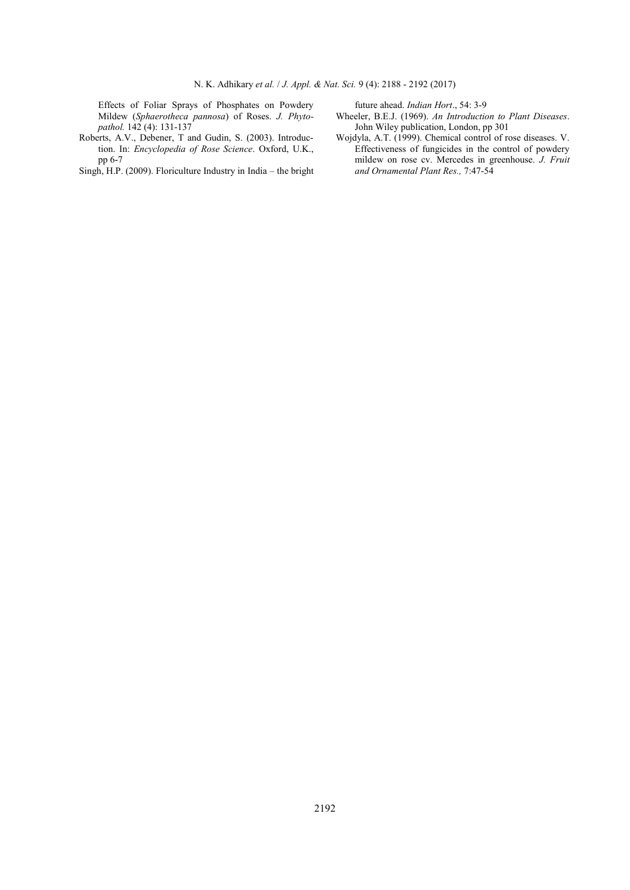Effects of Foliar Sprays of Phosphates on Powdery Mildew (*Sphaerotheca pannosa*) of Roses. *J. Phytopathol.* 142 (4): 131-137

Roberts, A.V., Debener, T and Gudin, S. (2003). Introduction. In: *Encyclopedia of Rose Science*. Oxford, U.K., pp 6-7

Singh, H.P. (2009). Floriculture Industry in India – the bright future ahead. *Indian Hort*., 54: 3-9

Wheeler, B.E.J. (1969). *An Introduction to Plant Diseases*. John Wiley publication, London, pp 301

Wojdyla, A.T. (1999). Chemical control of rose diseases. V. Effectiveness of fungicides in the control of powdery mildew on rose cv. Mercedes in greenhouse. *J. Fruit and Ornamental Plant Res.,* 7:47-54